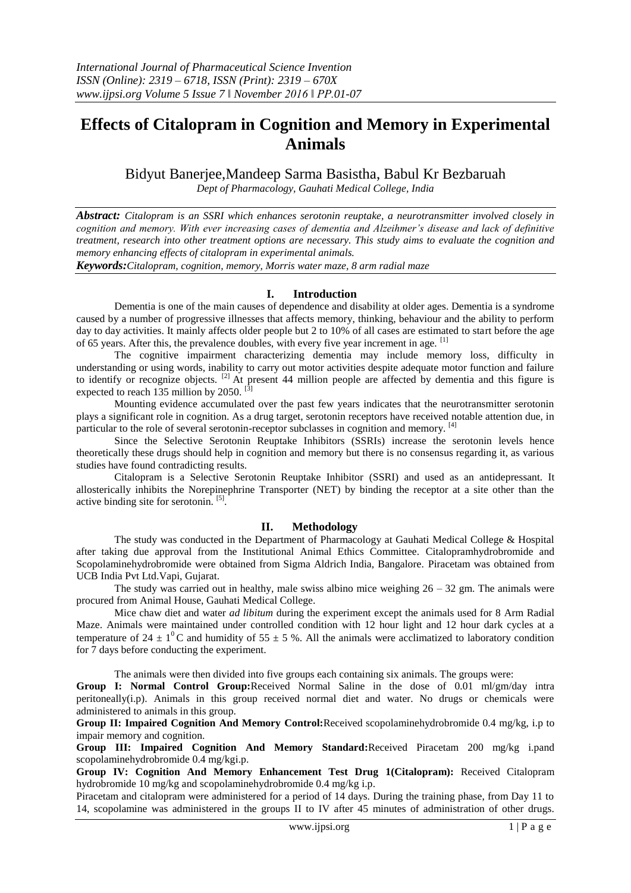# Effects of Citalopram in Cognition and Memory in Experimental Animals

Bidyut Banerjee,Mandeep Sarma Basistha, Babul Kr Bezbaruah

*Dept of Pharmacology, Gauhati Medical College, India*

***Abstract:*** *Citalopram is an SSRI which enhances serotonin reuptake, a neurotransmitter involved closely in cognition and memory. With ever increasing cases of dementia and Alzeihmer's disease and lack of definitive treatment, research into other treatment options are necessary. This study aims to evaluate the cognition and memory enhancing effects of citalopram in experimental animals.*

***Keywords:****Citalopram, cognition, memory, Morris water maze, 8 arm radial maze*

## I. Introduction

Dementia is one of the main causes of dependence and disability at older ages. Dementia is a syndrome caused by a number of progressive illnesses that affects memory, thinking, behaviour and the ability to perform day to day activities. It mainly affects older people but 2 to 10% of all cases are estimated to start before the age of 65 years. After this, the prevalence doubles, with every five year increment in age. [1]

The cognitive impairment characterizing dementia may include memory loss, difficulty in understanding or using words, inability to carry out motor activities despite adequate motor function and failure to identify or recognize objects. [2] At present 44 million people are affected by dementia and this figure is expected to reach 135 million by 2050. [3]

Mounting evidence accumulated over the past few years indicates that the neurotransmitter serotonin plays a significant role in cognition. As a drug target, serotonin receptors have received notable attention due, in particular to the role of several serotonin-receptor subclasses in cognition and memory. [4]

Since the Selective Serotonin Reuptake Inhibitors (SSRIs) increase the serotonin levels hence theoretically these drugs should help in cognition and memory but there is no consensus regarding it, as various studies have found contradicting results.

Citalopram is a Selective Serotonin Reuptake Inhibitor (SSRI) and used as an antidepressant. It allosterically inhibits the Norepinephrine Transporter (NET) by binding the receptor at a site other than the active binding site for serotonin. [5].

## II. Methodology

The study was conducted in the Department of Pharmacology at Gauhati Medical College & Hospital after taking due approval from the Institutional Animal Ethics Committee. Citalopramhydrobromide and Scopolaminehydrobromide were obtained from Sigma Aldrich India, Bangalore. Piracetam was obtained from UCB India Pvt Ltd.Vapi, Gujarat.

The study was carried out in healthy, male swiss albino mice weighing 26 – 32 gm. The animals were procured from Animal House, Gauhati Medical College.

Mice chaw diet and water *ad libitum* during the experiment except the animals used for 8 Arm Radial Maze. Animals were maintained under controlled condition with 12 hour light and 12 hour dark cycles at a temperature of $24 \pm 1^{0}$C and humidity of $55 \pm 5$ %. All the animals were acclimatized to laboratory condition for 7 days before conducting the experiment.

The animals were then divided into five groups each containing six animals. The groups were:

**Group I: Normal Control Group:**Received Normal Saline in the dose of 0.01 ml/gm/day intra peritoneally(i.p). Animals in this group received normal diet and water. No drugs or chemicals were administered to animals in this group.

**Group II: Impaired Cognition And Memory Control:**Received scopolaminehydrobromide 0.4 mg/kg, i.p to impair memory and cognition.

**Group III: Impaired Cognition And Memory Standard:**Received Piracetam 200 mg/kg i.pand scopolaminehydrobromide 0.4 mg/kgi.p.

**Group IV: Cognition And Memory Enhancement Test Drug 1(Citalopram):** Received Citalopram hydrobromide 10 mg/kg and scopolaminehydrobromide 0.4 mg/kg i.p.

Piracetam and citalopram were administered for a period of 14 days. During the training phase, from Day 11 to 14, scopolamine was administered in the groups II to IV after 45 minutes of administration of other drugs.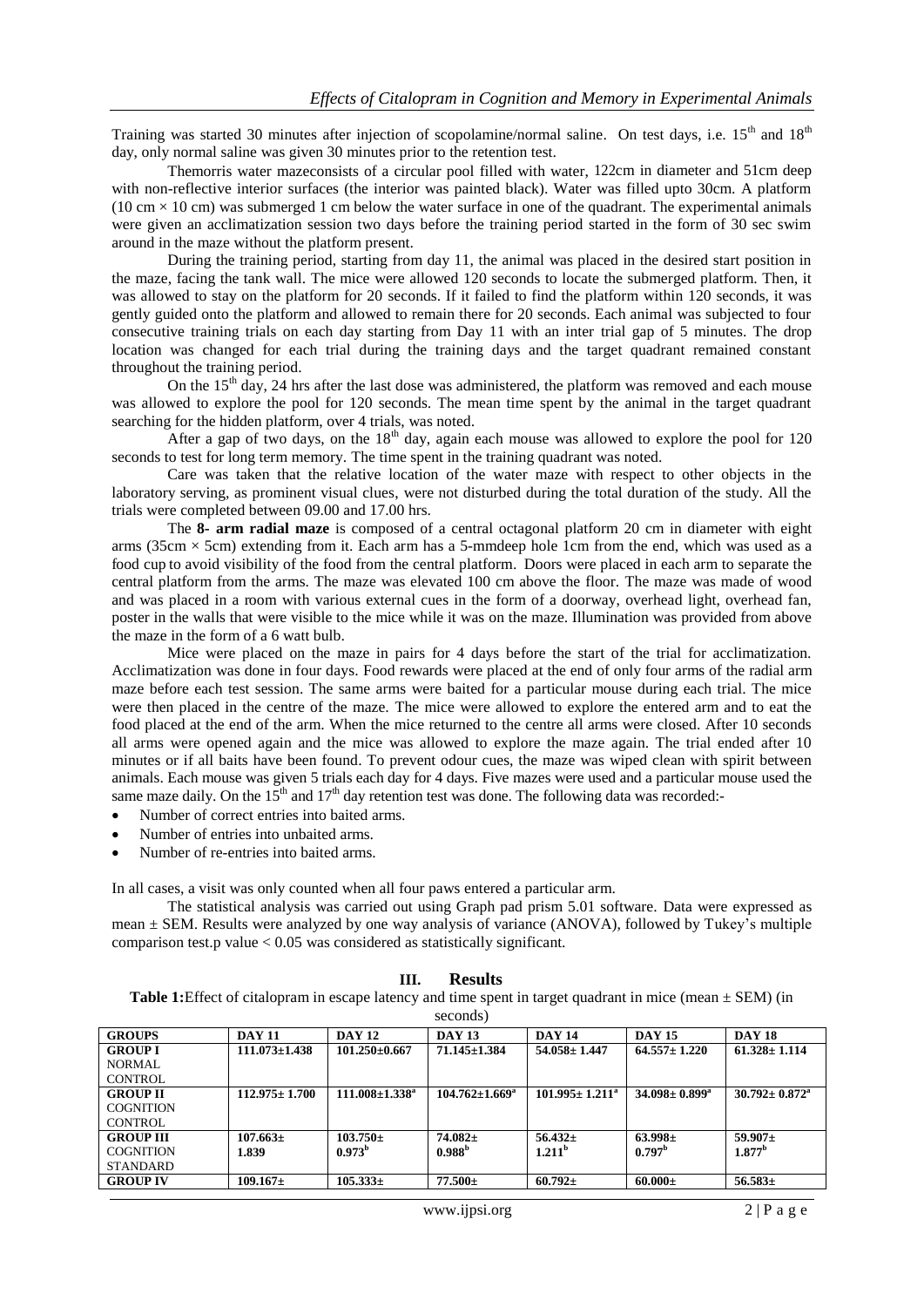Training was started 30 minutes after injection of scopolamine/normal saline. On test days, i.e. 15[th] and 18[th] day, only normal saline was given 30 minutes prior to the retention test.

Themorris water mazeconsists of a circular pool filled with water, 122cm in diameter and 51cm deep with non-reflective interior surfaces (the interior was painted black). Water was filled upto 30cm. A platform (10 cm × 10 cm) was submerged 1 cm below the water surface in one of the quadrant. The experimental animals were given an acclimatization session two days before the training period started in the form of 30 sec swim around in the maze without the platform present.

During the training period, starting from day 11, the animal was placed in the desired start position in the maze, facing the tank wall. The mice were allowed 120 seconds to locate the submerged platform. Then, it was allowed to stay on the platform for 20 seconds. If it failed to find the platform within 120 seconds, it was gently guided onto the platform and allowed to remain there for 20 seconds. Each animal was subjected to four consecutive training trials on each day starting from Day 11 with an inter trial gap of 5 minutes. The drop location was changed for each trial during the training days and the target quadrant remained constant throughout the training period.

On the 15[th] day, 24 hrs after the last dose was administered, the platform was removed and each mouse was allowed to explore the pool for 120 seconds. The mean time spent by the animal in the target quadrant searching for the hidden platform, over 4 trials, was noted.

After a gap of two days, on the 18[th] day, again each mouse was allowed to explore the pool for 120 seconds to test for long term memory. The time spent in the training quadrant was noted.

Care was taken that the relative location of the water maze with respect to other objects in the laboratory serving, as prominent visual clues, were not disturbed during the total duration of the study. All the trials were completed between 09.00 and 17.00 hrs.

The **8- arm radial maze** is composed of a central octagonal platform 20 cm in diameter with eight arms (35cm × 5cm) extending from it. Each arm has a 5-mmdeep hole 1cm from the end, which was used as a food cup to avoid visibility of the food from the central platform. Doors were placed in each arm to separate the central platform from the arms. The maze was elevated 100 cm above the floor. The maze was made of wood and was placed in a room with various external cues in the form of a doorway, overhead light, overhead fan, poster in the walls that were visible to the mice while it was on the maze. Illumination was provided from above the maze in the form of a 6 watt bulb.

Mice were placed on the maze in pairs for 4 days before the start of the trial for acclimatization. Acclimatization was done in four days. Food rewards were placed at the end of only four arms of the radial arm maze before each test session. The same arms were baited for a particular mouse during each trial. The mice were then placed in the centre of the maze. The mice were allowed to explore the entered arm and to eat the food placed at the end of the arm. When the mice returned to the centre all arms were closed. After 10 seconds all arms were opened again and the mice was allowed to explore the maze again. The trial ended after 10 minutes or if all baits have been found. To prevent odour cues, the maze was wiped clean with spirit between animals. Each mouse was given 5 trials each day for 4 days. Five mazes were used and a particular mouse used the same maze daily. On the 15[th] and 17[th] day retention test was done. The following data was recorded:-

- Number of correct entries into baited arms.
- Number of entries into unbaited arms.
- Number of re-entries into baited arms.

In all cases, a visit was only counted when all four paws entered a particular arm.

The statistical analysis was carried out using Graph pad prism 5.01 software. Data were expressed as mean ± SEM. Results were analyzed by one way analysis of variance (ANOVA), followed by Tukey's multiple comparison test.p value < 0.05 was considered as statistically significant.

## III. Results

**Table 1:**Effect of citalopram in escape latency and time spent in target quadrant in mice (mean ± SEM) (in seconds)

| GROUPS | DAY 11 | DAY 12 | DAY 13 | DAY 14 | DAY 15 | DAY 18 |
|---|---|---|---|---|---|---|
| **GROUP I** NORMAL CONTROL | **111.073±1.438** | **101.250±0.667** | **71.145±1.384** | **54.058± 1.447** | **64.557± 1.220** | **61.328± 1.114** |
| **GROUP II** COGNITION CONTROL | **112.975± 1.700** | **111.008±1.338[a]** | **104.762±1.669[a]** | **101.995± 1.211[a]** | **34.098± 0.899[a]** | **30.792± 0.872[a]** |
| **GROUP III** COGNITION STANDARD | **107.663± 1.839** | **103.750± 0.973[b]** | **74.082± 0.988[b]** | **56.432± 1.211[b]** | **63.998± 0.797[b]** | **59.907± 1.877[b]** |
| **GROUP IV** | **109.167±** | **105.333±** | **77.500±** | **60.792±** | **60.000±** | **56.583±** |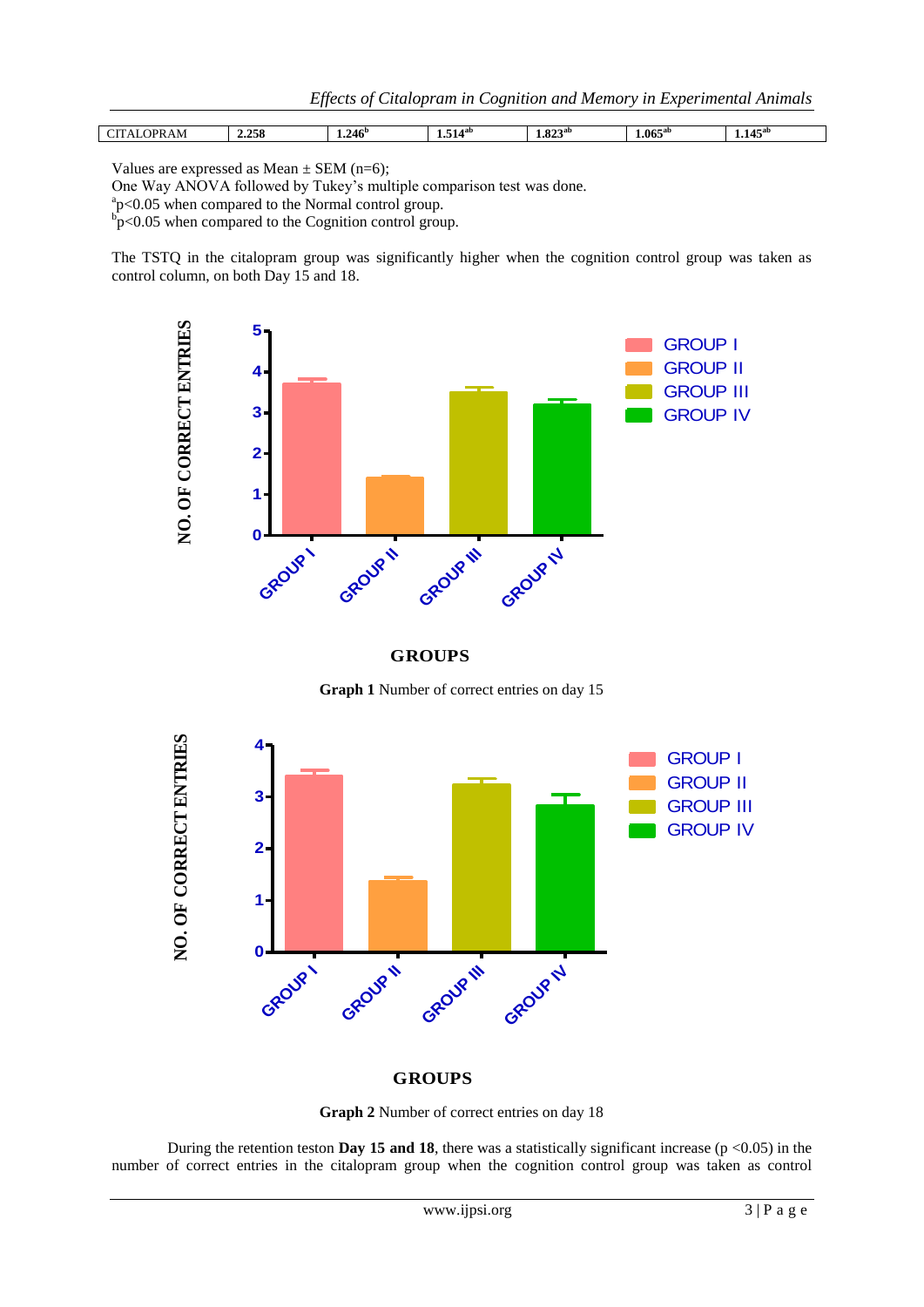| CITALOPRAM | 2.258 | 1.246[b] | 1.514[ab] | 1.823[ab] | 1.065[ab] | 1.145[ab] |
|---|---|---|---|---|---|---|

Values are expressed as Mean ± SEM (n=6);

One Way ANOVA followed by Tukey's multiple comparison test was done.

[a]$p<0.05$ when compared to the Normal control group.

[b]$p<0.05$ when compared to the Cognition control group.

The TSTQ in the citalopram group was significantly higher when the cognition control group was taken as control column, on both Day 15 and 18.

**Graph 1** Number of correct entries on day 15

**Graph 2** Number of correct entries on day 18

During the retention teston **Day 15 and 18**, there was a statistically significant increase ($p < 0.05$) in the number of correct entries in the citalopram group when the cognition control group was taken as control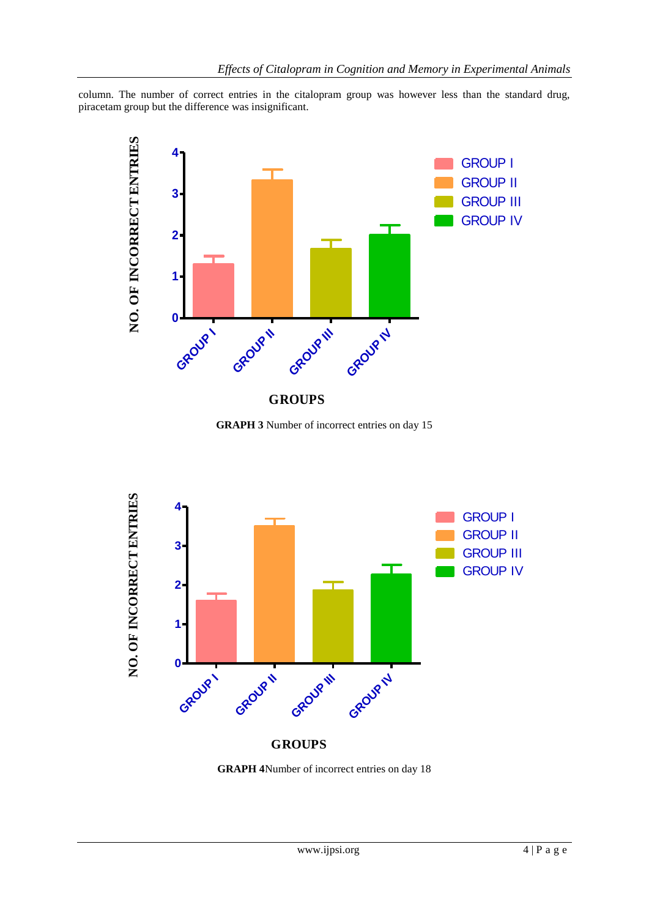column. The number of correct entries in the citalopram group was however less than the standard drug, piracetam group but the difference was insignificant.

**GRAPH 3** Number of incorrect entries on day 15

**GRAPH 4**Number of incorrect entries on day 18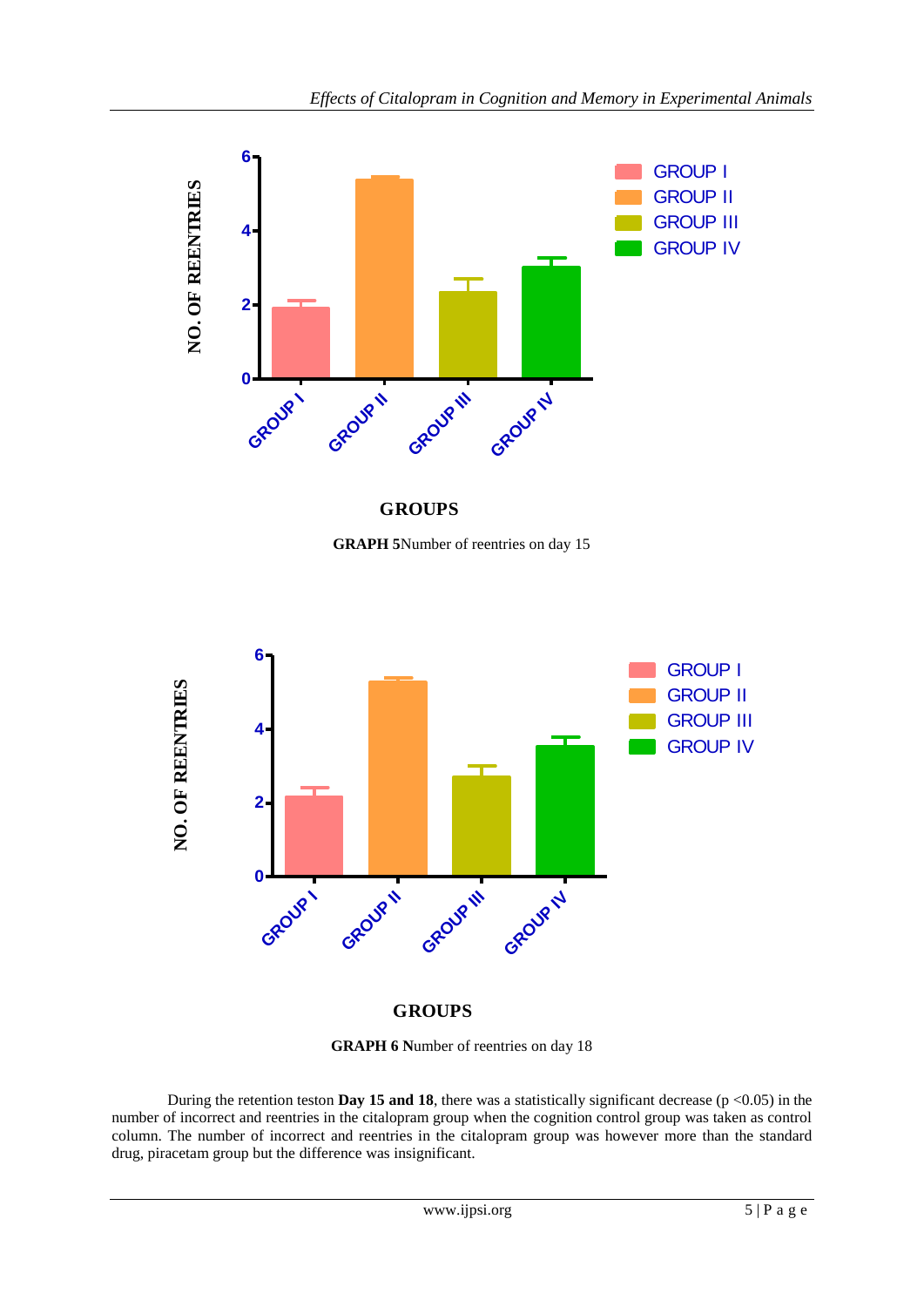**GRAPH 5** Number of reentries on day 15

**GRAPH 6** Number of reentries on day 18

During the retention teston **Day 15 and 18**, there was a statistically significant decrease ($p < 0.05$) in the number of incorrect and reentries in the citalopram group when the cognition control group was taken as control column. The number of incorrect and reentries in the citalopram group was however more than the standard drug, piracetam group but the difference was insignificant.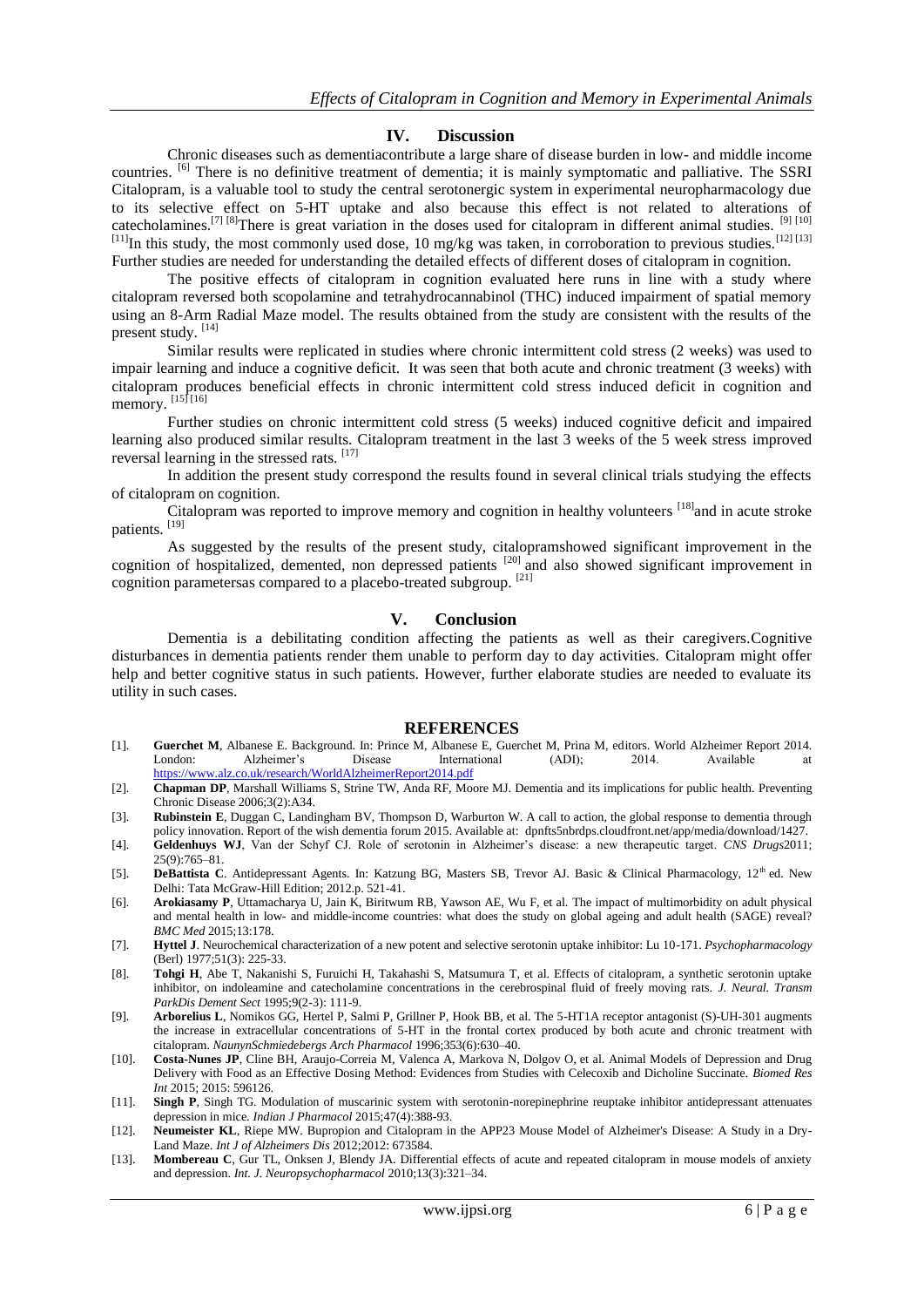## IV. Discussion

Chronic diseases such as dementiacontribute a large share of disease burden in low- and middle income countries. [6] There is no definitive treatment of dementia; it is mainly symptomatic and palliative. The SSRI Citalopram, is a valuable tool to study the central serotonergic system in experimental neuropharmacology due to its selective effect on 5-HT uptake and also because this effect is not related to alterations of catecholamines.[7] [8]There is great variation in the doses used for citalopram in different animal studies. [9] [10] [11]In this study, the most commonly used dose, 10 mg/kg was taken, in corroboration to previous studies.[12] [13] Further studies are needed for understanding the detailed effects of different doses of citalopram in cognition.

The positive effects of citalopram in cognition evaluated here runs in line with a study where citalopram reversed both scopolamine and tetrahydrocannabinol (THC) induced impairment of spatial memory using an 8-Arm Radial Maze model. The results obtained from the study are consistent with the results of the present study. [14]

Similar results were replicated in studies where chronic intermittent cold stress (2 weeks) was used to impair learning and induce a cognitive deficit. It was seen that both acute and chronic treatment (3 weeks) with citalopram produces beneficial effects in chronic intermittent cold stress induced deficit in cognition and memory. [15] [16]

Further studies on chronic intermittent cold stress (5 weeks) induced cognitive deficit and impaired learning also produced similar results. Citalopram treatment in the last 3 weeks of the 5 week stress improved reversal learning in the stressed rats. [17]

In addition the present study correspond the results found in several clinical trials studying the effects of citalopram on cognition.

Citalopram was reported to improve memory and cognition in healthy volunteers [18]and in acute stroke patients. [19]

As suggested by the results of the present study, citalopramshowed significant improvement in the cognition of hospitalized, demented, non depressed patients [20] and also showed significant improvement in cognition parametersas compared to a placebo-treated subgroup. [21]

## V. Conclusion

Dementia is a debilitating condition affecting the patients as well as their caregivers.Cognitive disturbances in dementia patients render them unable to perform day to day activities. Citalopram might offer help and better cognitive status in such patients. However, further elaborate studies are needed to evaluate its utility in such cases.

## REFERENCES

[1]. **Guerchet M**, Albanese E. Background. In: Prince M, Albanese E, Guerchet M, Prina M, editors. World Alzheimer Report 2014. London: Alzheimer's Disease International (ADI); 2014. Available at https://www.alz.co.uk/research/WorldAlzheimerReport2014.pdf

[2]. **Chapman DP**, Marshall Williams S, Strine TW, Anda RF, Moore MJ. Dementia and its implications for public health. Preventing Chronic Disease 2006;3(2):A34.

[3]. **Rubinstein E**, Duggan C, Landingham BV, Thompson D, Warburton W. A call to action, the global response to dementia through policy innovation. Report of the wish dementia forum 2015. Available at: dpnfts5nbrdps.cloudfront.net/app/media/download/1427.

[4]. **Geldenhuys WJ**, Van der Schyf CJ. Role of serotonin in Alzheimer's disease: a new therapeutic target. *CNS Drugs*2011; 25(9):765–81.

[5]. **DeBattista C**. Antidepressant Agents. In: Katzung BG, Masters SB, Trevor AJ. Basic & Clinical Pharmacology, 12th ed. New Delhi: Tata McGraw-Hill Edition; 2012.p. 521-41.

[6]. **Arokiasamy P**, Uttamacharya U, Jain K, Biritwum RB, Yawson AE, Wu F, et al. The impact of multimorbidity on adult physical and mental health in low- and middle-income countries: what does the study on global ageing and adult health (SAGE) reveal? *BMC Med* 2015;13:178.

[7]. **Hyttel J**. Neurochemical characterization of a new potent and selective serotonin uptake inhibitor: Lu 10-171. *Psychopharmacology* (Berl) 1977;51(3): 225-33.

[8]. **Tohgi H**, Abe T, Nakanishi S, Furuichi H, Takahashi S, Matsumura T, et al. Effects of citalopram, a synthetic serotonin uptake inhibitor, on indoleamine and catecholamine concentrations in the cerebrospinal fluid of freely moving rats. *J. Neural. Transm ParkDis Dement Sect* 1995;9(2-3): 111-9.

[9]. **Arborelius L**, Nomikos GG, Hertel P, Salmi P, Grillner P, Hook BB, et al. The 5-HT1A receptor antagonist (S)-UH-301 augments the increase in extracellular concentrations of 5-HT in the frontal cortex produced by both acute and chronic treatment with citalopram. *NaunynSchmiedebergs Arch Pharmacol* 1996;353(6):630–40.

[10]. **Costa-Nunes JP**, Cline BH, Araujo-Correia M, Valenca A, Markova N, Dolgov O, et al. Animal Models of Depression and Drug Delivery with Food as an Effective Dosing Method: Evidences from Studies with Celecoxib and Dicholine Succinate. *Biomed Res Int* 2015; 2015: 596126.

[11]. **Singh P**, Singh TG. Modulation of muscarinic system with serotonin-norepinephrine reuptake inhibitor antidepressant attenuates depression in mice. *Indian J Pharmacol* 2015;47(4):388-93.

[12]. **Neumeister KL**, Riepe MW. Bupropion and Citalopram in the APP23 Mouse Model of Alzheimer's Disease: A Study in a Dry-Land Maze. *Int J of Alzheimers Dis* 2012;2012: 673584.

[13]. **Mombereau C**, Gur TL, Onksen J, Blendy JA. Differential effects of acute and repeated citalopram in mouse models of anxiety and depression. *Int. J. Neuropsychopharmacol* 2010;13(3):321–34.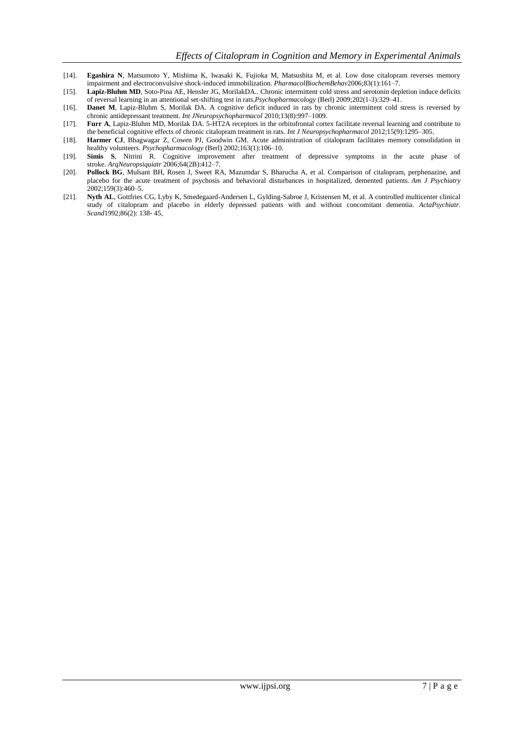[14]. **Egashira N**, Matsumoto Y, Mishima K, Iwasaki K, Fujioka M, Matsushita M, et al. Low dose citalopram reverses memory impairment and electroconvulsive shock-induced immobilization. *PharmacolBiochemBehav*2006;83(1):161–7.

[15]. **Lapiz-Bluhm MD**, Soto-Pina AE, Hensler JG, MorilakDA.. Chronic intermittent cold stress and serotonin depletion induce deficits of reversal learning in an attentional set-shifting test in rats.*Psychopharmacology* (Berl) 2009;202(1-3):329–41.

[16]. **Danet M**, Lapiz-Bluhm S, Morilak DA. A cognitive deficit induced in rats by chronic intermittent cold stress is reversed by chronic antidepressant treatment. *Int JNeuropsychopharmacol* 2010;13(8):997–1009.

[17]. **Furr A**, Lapiz-Bluhm MD, Morilak DA. 5-HT2A receptors in the orbitofrontal cortex facilitate reversal learning and contribute to the beneficial cognitive effects of chronic citalopram treatment in rats. *Int J Neuropsychopharmacol* 2012;15(9):1295–305.

[18]. **Harmer CJ**, Bhagwagar Z, Cowen PJ, Goodwin GM. Acute administration of citalopram facilitates memory consolidation in healthy volunteers. *Psychopharmacology* (Berl) 2002;163(1):106–10.

[19]. **Simis S**, Nitrini R. Cognitive improvement after treatment of depressive symptoms in the acute phase of stroke. *ArqNeuropsiquiatr* 2006;64(2B):412–7.

[20]. **Pollock BG**, Mulsant BH, Rosen J, Sweet RA, Mazumdar S, Bharucha A, et al. Comparison of citalopram, perphenazine, and placebo for the acute treatment of psychosis and behavioral disturbances in hospitalized, demented patients. *Am J Psychiatry* 2002;159(3):460–5.

[21]. **Nyth AL**, Gottfries CG, Lyby K, Smedegaard-Andersen L, Gylding-Sabroe J, Kristensen M, et al. A controlled multicenter clinical study of citalopram and placebo in elderly depressed patients with and without concomitant dementia. *ActaPsychiatr. Scand*1992;86(2): 138- 45,